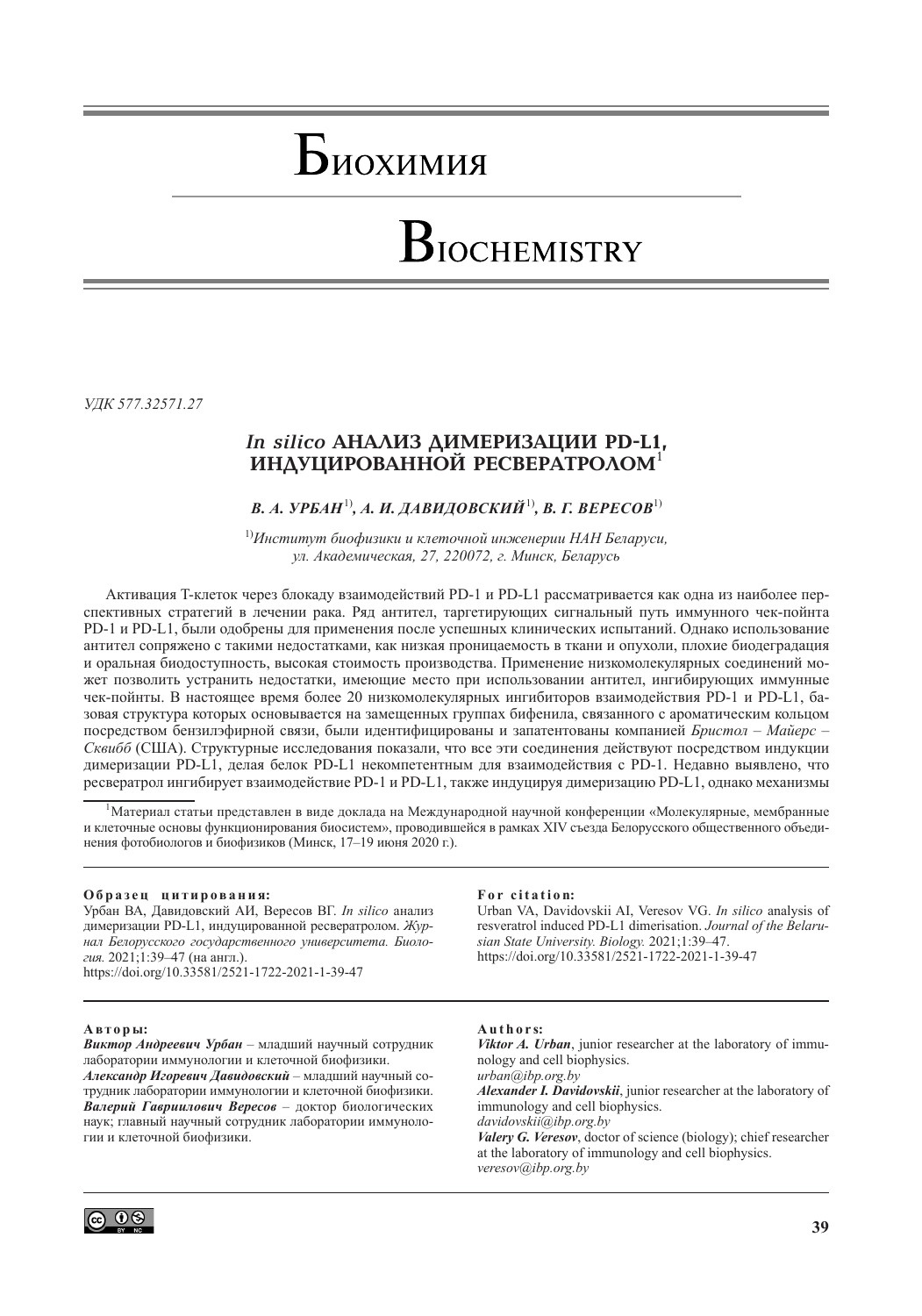# Биохимия

# Biochemistry

УДК 577.32571.27

## *In silico* АНАЛИЗ ДИМЕРИЗАЦИИ PD-L1, ИНДУЦИРОВАННОЙ РЕСВЕРАТРОЛОМ[1]

***В. А. УРБАН***[1]***, А. И. ДАВИДОВСКИЙ***[1]***, В. Г. ВЕРЕСОВ***[1]

[1]*Институт биофизики и клеточной инженерии НАН Беларуси, ул. Академическая, 27, 220072, г. Минск, Беларусь*

Активация Т-клеток через блокаду взаимодействий PD-1 и PD-L1 рассматривается как одна из наиболее перспективных стратегий в лечении рака. Ряд антител, таргетирующих сигнальный путь иммунного чек-пойнта PD-1 и PD-L1, были одобрены для применения после успешных клинических испытаний. Однако использование антител сопряжено с такими недостатками, как низкая проницаемость в ткани и опухоли, плохие биодеградация и оральная биодоступность, высокая стоимость производства. Применение низкомолекулярных соединений может позволить устранить недостатки, имеющие место при использовании антител, ингибирующих иммунные чек-пойнты. В настоящее время более 20 низкомолекулярных ингибиторов взаимодействия PD-1 и PD-L1, базовая структура которых основывается на замещенных группах бифенила, связанного с ароматическим кольцом посредством бензилэфирной связи, были идентифицированы и запатентованы компанией *Бристол – Майерс – Сквибб* (США). Структурные исследования показали, что все эти соединения действуют посредством индукции димеризации PD-L1, делая белок PD-L1 некомпетентным для взаимодействия с PD-1. Недавно выявлено, что ресвератрол ингибирует взаимодействие PD-1 и PD-L1, также индуцируя димеризацию PD-L1, однако механизмы

[1]Материал статьи представлен в виде доклада на Международной научной конференции «Молекулярные, мембранные и клеточные основы функционирования биосистем», проводившейся в рамках XIV съезда Белорусского общественного объединения фотобиологов и биофизиков (Минск, 17–19 июня 2020 г.).

**Образец цитирования:**
Урбан ВА, Давидовский АИ, Вересов ВГ. *In silico* анализ димеризации PD-L1, индуцированной ресвератролом. *Журнал Белорусского государственного университета. Биология.* 2021;1:39–47 (на англ.).
https://doi.org/10.33581/2521-1722-2021-1-39-47

**For citation:**
Urban VA, Davidovskii AI, Veresov VG. *In silico* analysis of resveratrol induced PD-L1 dimerisation. *Journal of the Belarusian State University. Biology.* 2021;1:39–47.
https://doi.org/10.33581/2521-1722-2021-1-39-47

**Авторы:**
***Виктор Андреевич Урбан*** – младший научный сотрудник лаборатории иммунологии и клеточной биофизики.
***Александр Игоревич Давидовский*** – младший научный сотрудник лаборатории иммунологии и клеточной биофизики.
***Валерий Гавриилович Вересов*** – доктор биологических наук; главный научный сотрудник лаборатории иммунологии и клеточной биофизики.

**Authors:**
***Viktor A. Urban***, junior researcher at the laboratory of immunology and cell biophysics.
*urban@ibp.org.by*
***Alexander I. Davidovskii***, junior researcher at the laboratory of immunology and cell biophysics.
*davidovskii@ibp.org.by*
***Valery G. Veresov***, doctor of science (biology); chief researcher at the laboratory of immunology and cell biophysics.
*veresov@ibp.org.by*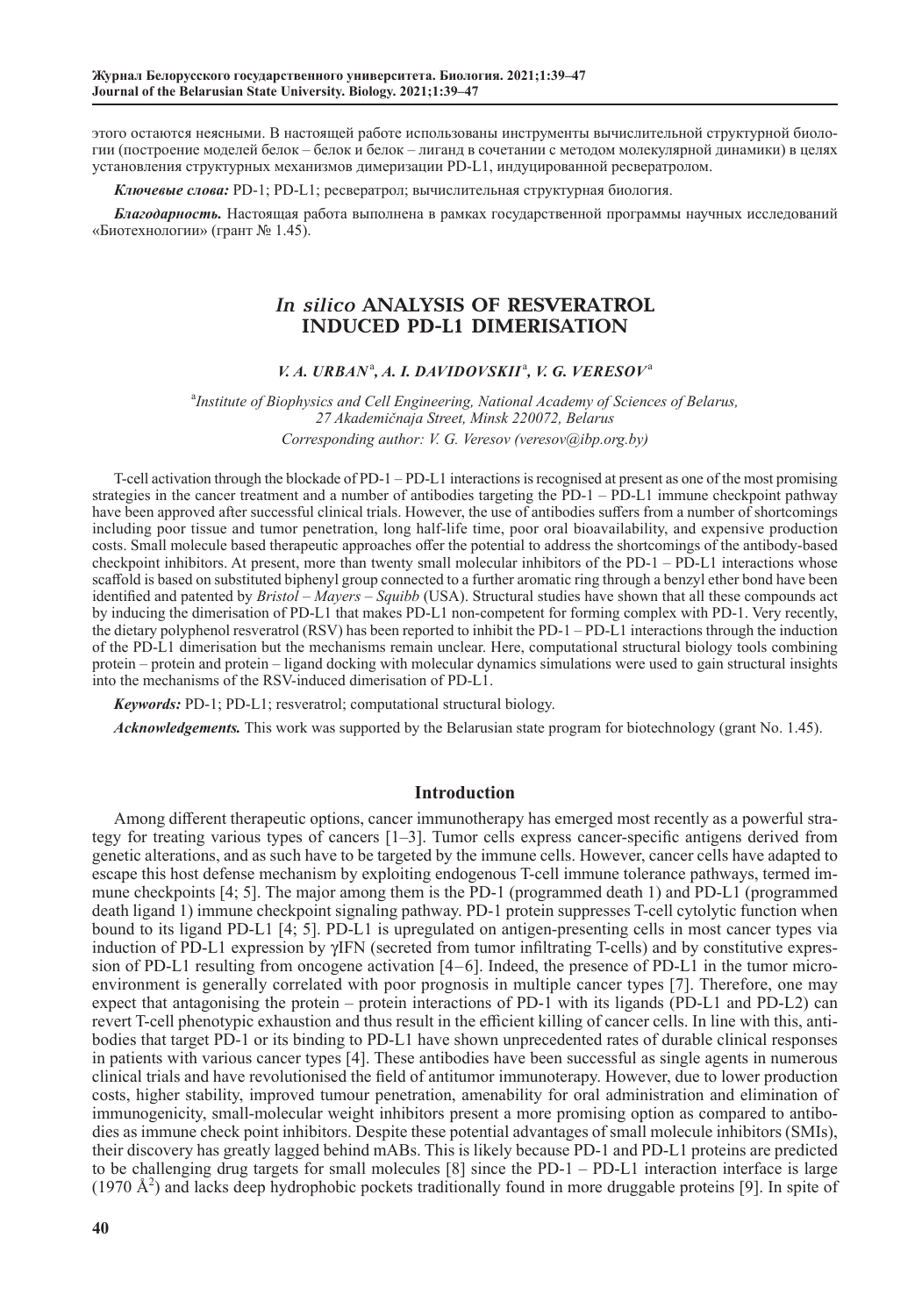этого остаются неясными. В настоящей работе использованы инструменты вычислительной структурной биологии (построение моделей белок – белок и белок – лиганд в сочетании с методом молекулярной динамики) в целях установления структурных механизмов димеризации PD-L1, индуцированной ресвератролом.

***Ключевые слова:*** PD-1; PD-L1; ресвератрол; вычислительная структурная биология.

***Благодарность.*** Настоящая работа выполнена в рамках государственной программы научных исследований «Биотехнологии» (грант № 1.45).

# *In silico* ANALYSIS OF RESVERATROL INDUCED PD-L1 DIMERISATION

***V. A. URBAN***[a]***, A. I. DAVIDOVSKII***[a]***, V. G. VERESOV***[a]

[a]*Institute of Biophysics and Cell Engineering, National Academy of Sciences of Belarus, 27 Akademičnaja Street, Minsk 220072, Belarus*

*Corresponding author: V. G. Veresov (veresov@ibp.org.by)*

T-cell activation through the blockade of PD-1 – PD-L1 interactions is recognised at present as one of the most promising strategies in the cancer treatment and a number of antibodies targeting the PD-1 – PD-L1 immune checkpoint pathway have been approved after successful clinical trials. However, the use of antibodies suffers from a number of shortcomings including poor tissue and tumor penetration, long half-life time, poor oral bioavailability, and expensive production costs. Small molecule based therapeutic approaches offer the potential to address the shortcomings of the antibody-based checkpoint inhibitors. At present, more than twenty small molecular inhibitors of the PD-1 – PD-L1 interactions whose scaffold is based on substituted biphenyl group connected to a further aromatic ring through a benzyl ether bond have been identified and patented by *Bristol – Mayers – Squibb* (USA). Structural studies have shown that all these compounds act by inducing the dimerisation of PD-L1 that makes PD-L1 non-competent for forming complex with PD-1. Very recently, the dietary polyphenol resveratrol (RSV) has been reported to inhibit the PD-1 – PD-L1 interactions through the induction of the PD-L1 dimerisation but the mechanisms remain unclear. Here, computational structural biology tools combining protein – protein and protein – ligand docking with molecular dynamics simulations were used to gain structural insights into the mechanisms of the RSV-induced dimerisation of PD-L1.

***Keywords:*** PD-1; PD-L1; resveratrol; computational structural biology.

***Acknowledgements.*** This work was supported by the Belarusian state program for biotechnology (grant No. 1.45).

## Introduction

Among different therapeutic options, cancer immunotherapy has emerged most recently as a powerful strategy for treating various types of cancers [1–3]. Tumor cells express cancer-specific antigens derived from genetic alterations, and as such have to be targeted by the immune cells. However, cancer cells have adapted to escape this host defense mechanism by exploiting endogenous T-cell immune tolerance pathways, termed immune checkpoints [4; 5]. The major among them is the PD-1 (programmed death 1) and PD-L1 (programmed death ligand 1) immune checkpoint signaling pathway. PD-1 protein suppresses T-cell cytolytic function when bound to its ligand PD-L1 [4; 5]. PD-L1 is upregulated on antigen-presenting cells in most cancer types via induction of PD-L1 expression by γIFN (secreted from tumor infiltrating T-cells) and by constitutive expression of PD-L1 resulting from oncogene activation [4–6]. Indeed, the presence of PD-L1 in the tumor microenvironment is generally correlated with poor prognosis in multiple cancer types [7]. Therefore, one may expect that antagonising the protein – protein interactions of PD-1 with its ligands (PD-L1 and PD-L2) can revert T-cell phenotypic exhaustion and thus result in the efficient killing of cancer cells. In line with this, antibodies that target PD-1 or its binding to PD-L1 have shown unprecedented rates of durable clinical responses in patients with various cancer types [4]. These antibodies have been successful as single agents in numerous clinical trials and have revolutionised the field of antitumor immunoterapy. However, due to lower production costs, higher stability, improved tumour penetration, amenability for oral administration and elimination of immunogenicity, small-molecular weight inhibitors present a more promising option as compared to antibodies as immune check point inhibitors. Despite these potential advantages of small molecule inhibitors (SMIs), their discovery has greatly lagged behind mABs. This is likely because PD-1 and PD-L1 proteins are predicted to be challenging drug targets for small molecules [8] since the PD-1 – PD-L1 interaction interface is large (1970 $Å^2$) and lacks deep hydrophobic pockets traditionally found in more druggable proteins [9]. In spite of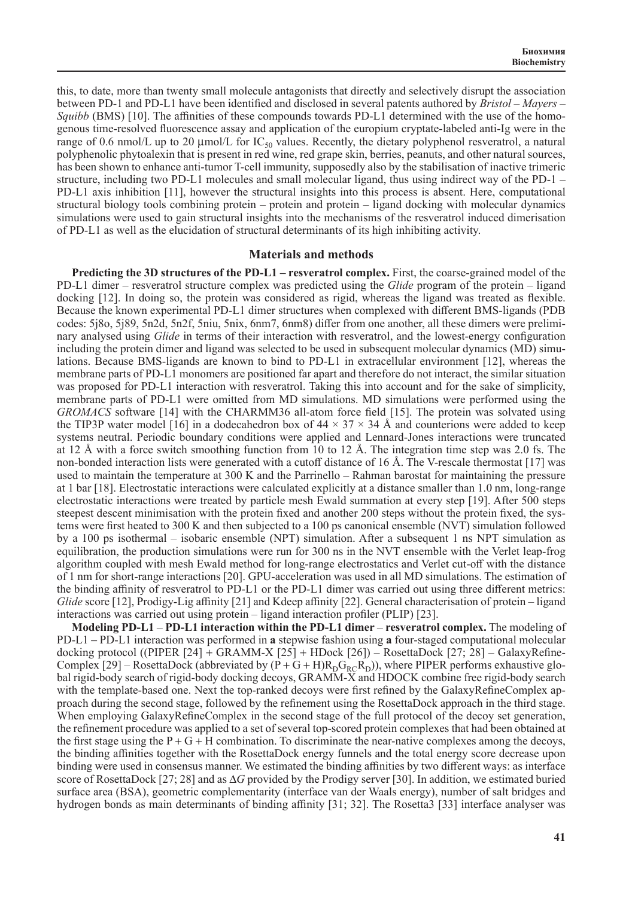this, to date, more than twenty small molecule antagonists that directly and selectively disrupt the association between PD-1 and PD-L1 have been identified and disclosed in several patents authored by *Bristol – Mayers – Squibb* (BMS) [10]. The affinities of these compounds towards PD-L1 determined with the use of the homogenous time-resolved fluorescence assay and application of the europium cryptate-labeled anti-Ig were in the range of 0.6 nmol/L up to 20 μmol/L for $IC_{50}$ values. Recently, the dietary polyphenol resveratrol, a natural polyphenolic phytoalexin that is present in red wine, red grape skin, berries, peanuts, and other natural sources, has been shown to enhance anti-tumor T-cell immunity, supposedly also by the stabilisation of inactive trimeric structure, including two PD-L1 molecules and small molecular ligand, thus using indirect way of the PD-1 – PD-L1 axis inhibition [11], however the structural insights into this process is absent. Here, computational structural biology tools combining protein – protein and protein – ligand docking with molecular dynamics simulations were used to gain structural insights into the mechanisms of the resveratrol induced dimerisation of PD-L1 as well as the elucidation of structural determinants of its high inhibiting activity.

## Materials and methods

**Predicting the 3D structures of the PD-L1 – resveratrol complex.** First, the coarse-grained model of the PD-L1 dimer – resveratrol structure complex was predicted using the *Glide* program of the protein – ligand docking [12]. In doing so, the protein was considered as rigid, whereas the ligand was treated as flexible. Because the known experimental PD-L1 dimer structures when complexed with different BMS-ligands (PDB codes: 5j8o, 5j89, 5n2d, 5n2f, 5niu, 5nix, 6nm7, 6nm8) differ from one another, all these dimers were preliminary analysed using *Glide* in terms of their interaction with resveratrol, and the lowest-energy configuration including the protein dimer and ligand was selected to be used in subsequent molecular dynamics (MD) simulations. Because BMS-ligands are known to bind to PD-L1 in extracellular environment [12], whereas the membrane parts of PD-L1 monomers are positioned far apart and therefore do not interact, the similar situation was proposed for PD-L1 interaction with resveratrol. Taking this into account and for the sake of simplicity, membrane parts of PD-L1 were omitted from MD simulations. MD simulations were performed using the *GROMACS* software [14] with the CHARMM36 all-atom force field [15]. The protein was solvated using the TIP3P water model [16] in a dodecahedron box of 44 × 37 × 34 Å and counterions were added to keep systems neutral. Periodic boundary conditions were applied and Lennard-Jones interactions were truncated at 12 Å with a force switch smoothing function from 10 to 12 Å. The integration time step was 2.0 fs. The non-bonded interaction lists were generated with a cutoff distance of 16 Å. The V-rescale thermostat [17] was used to maintain the temperature at 300 K and the Parrinello – Rahman barostat for maintaining the pressure at 1 bar [18]. Electrostatic interactions were calculated explicitly at a distance smaller than 1.0 nm, long-range electrostatic interactions were treated by particle mesh Ewald summation at every step [19]. After 500 steps steepest descent minimisation with the protein fixed and another 200 steps without the protein fixed, the systems were first heated to 300 K and then subjected to a 100 ps canonical ensemble (NVT) simulation followed by a 100 ps isothermal – isobaric ensemble (NPT) simulation. After a subsequent 1 ns NPT simulation as equilibration, the production simulations were run for 300 ns in the NVT ensemble with the Verlet leap-frog algorithm coupled with mesh Ewald method for long-range electrostatics and Verlet cut-off with the distance of 1 nm for short-range interactions [20]. GPU-acceleration was used in all MD simulations. The estimation of the binding affinity of resveratrol to PD-L1 or the PD-L1 dimer was carried out using three different metrics: *Glide* score [12], Prodigy-Lig affinity [21] and Kdeep affinity [22]. General characterisation of protein – ligand interactions was carried out using protein – ligand interaction profiler (PLIP) [23].

**Modeling PD-L1 – PD-L1 interaction within the PD-L1 dimer – resveratrol complex.** The modeling of PD-L1 – PD-L1 interaction was performed in **a** stepwise fashion using **a** four-staged computational molecular docking protocol ((PIPER [24] + GRAMM-X [25] + HDock [26]) – RosettaDock [27; 28] – GalaxyRefineComplex [29] – RosettaDock (abbreviated by $(P + G + H)R_D G_{RC} R_D$)), where PIPER performs exhaustive global rigid-body search of rigid-body docking decoys, GRAMM-X and HDOCK combine free rigid-body search with the template-based one. Next the top-ranked decoys were first refined by the GalaxyRefineComplex approach during the second stage, followed by the refinement using the RosettaDock approach in the third stage. When employing GalaxyRefineComplex in the second stage of the full protocol of the decoy set generation, the refinement procedure was applied to a set of several top-scored protein complexes that had been obtained at the first stage using the P + G + H combination. To discriminate the near-native complexes among the decoys, the binding affinities together with the RosettaDock energy funnels and the total energy score decrease upon binding were used in consensus manner. We estimated the binding affinities by two different ways: as interface score of RosettaDock [27; 28] and as $\Delta G$ provided by the Prodigy server [30]. In addition, we estimated buried surface area (BSA), geometric complementarity (interface van der Waals energy), number of salt bridges and hydrogen bonds as main determinants of binding affinity [31; 32]. The Rosetta3 [33] interface analyser was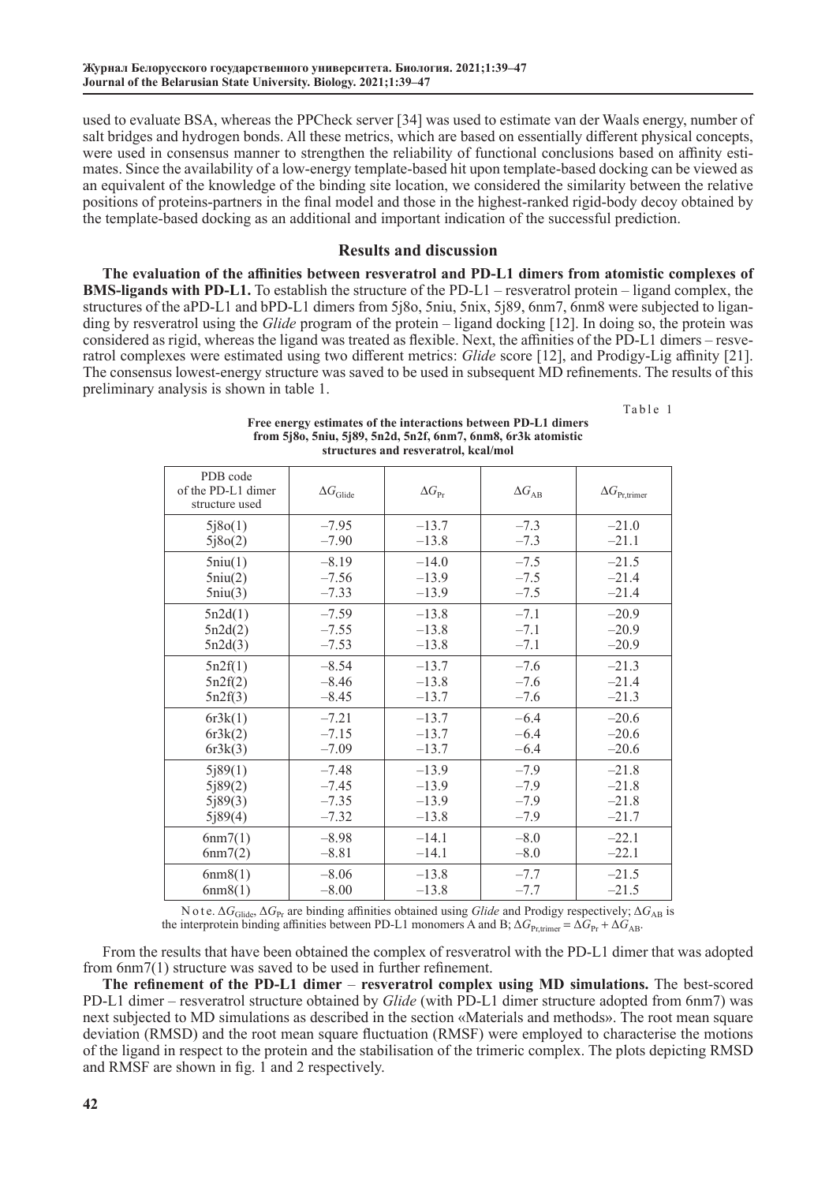used to evaluate BSA, whereas the PPCheck server [34] was used to estimate van der Waals energy, number of salt bridges and hydrogen bonds. All these metrics, which are based on essentially different physical concepts, were used in consensus manner to strengthen the reliability of functional conclusions based on affinity estimates. Since the availability of a low-energy template-based hit upon template-based docking can be viewed as an equivalent of the knowledge of the binding site location, we considered the similarity between the relative positions of proteins-partners in the final model and those in the highest-ranked rigid-body decoy obtained by the template-based docking as an additional and important indication of the successful prediction.

## Results and discussion

**The evaluation of the affinities between resveratrol and PD-L1 dimers from atomistic complexes of BMS-ligands with PD-L1.** To establish the structure of the PD-L1 – resveratrol protein – ligand complex, the structures of the aPD-L1 and bPD-L1 dimers from 5j8o, 5niu, 5nix, 5j89, 6nm7, 6nm8 were subjected to liganding by resveratrol using the *Glide* program of the protein – ligand docking [12]. In doing so, the protein was considered as rigid, whereas the ligand was treated as flexible. Next, the affinities of the PD-L1 dimers – resveratrol complexes were estimated using two different metrics: *Glide* score [12], and Prodigy-Lig affinity [21]. The consensus lowest-energy structure was saved to be used in subsequent MD refinements. The results of this preliminary analysis is shown in table 1.

Table 1

**Free energy estimates of the interactions between PD-L1 dimers from 5j8o, 5niu, 5j89, 5n2d, 5n2f, 6nm7, 6nm8, 6r3k atomistic structures and resveratrol, kcal/mol**

| PDB code of the PD-L1 dimer structure used | $\Delta G_{\mathrm{Glide}}$ | $\Delta G_{\mathrm{Pr}}$ | $\Delta G_{\mathrm{AB}}$ | $\Delta G_{\mathrm{Pr,trimer}}$ |
|---|---|---|---|---|
| 5j8o(1) | –7.95 | –13.7 | –7.3 | –21.0 |
| 5j8o(2) | –7.90 | –13.8 | –7.3 | –21.1 |
| 5niu(1) | –8.19 | –14.0 | –7.5 | –21.5 |
| 5niu(2) | –7.56 | –13.9 | –7.5 | –21.4 |
| 5niu(3) | –7.33 | –13.9 | –7.5 | –21.4 |
| 5n2d(1) | –7.59 | –13.8 | –7.1 | –20.9 |
| 5n2d(2) | –7.55 | –13.8 | –7.1 | –20.9 |
| 5n2d(3) | –7.53 | –13.8 | –7.1 | –20.9 |
| 5n2f(1) | –8.54 | –13.7 | –7.6 | –21.3 |
| 5n2f(2) | –8.46 | –13.8 | –7.6 | –21.4 |
| 5n2f(3) | –8.45 | –13.7 | –7.6 | –21.3 |
| 6r3k(1) | –7.21 | –13.7 | –6.4 | –20.6 |
| 6r3k(2) | –7.15 | –13.7 | –6.4 | –20.6 |
| 6r3k(3) | –7.09 | –13.7 | –6.4 | –20.6 |
| 5j89(1) | –7.48 | –13.9 | –7.9 | –21.8 |
| 5j89(2) | –7.45 | –13.9 | –7.9 | –21.8 |
| 5j89(3) | –7.35 | –13.9 | –7.9 | –21.8 |
| 5j89(4) | –7.32 | –13.8 | –7.9 | –21.7 |
| 6nm7(1) | –8.98 | –14.1 | –8.0 | –22.1 |
| 6nm7(2) | –8.81 | –14.1 | –8.0 | –22.1 |
| 6nm8(1) | –8.06 | –13.8 | –7.7 | –21.5 |
| 6nm8(1) | –8.00 | –13.8 | –7.7 | –21.5 |

Note. $\Delta G_{\mathrm{Glide}}$, $\Delta G_{\mathrm{Pr}}$ are binding affinities obtained using *Glide* and Prodigy respectively; $\Delta G_{\mathrm{AB}}$ is the interprotein binding affinities between PD-L1 monomers A and B; $\Delta G_{\mathrm{Pr,trimer}} = \Delta G_{\mathrm{Pr}} + \Delta G_{\mathrm{AB}}$.

From the results that have been obtained the complex of resveratrol with the PD-L1 dimer that was adopted from 6nm7(1) structure was saved to be used in further refinement.

**The refinement of the PD-L1 dimer – resveratrol complex using MD simulations.** The best-scored PD-L1 dimer – resveratrol structure obtained by *Glide* (with PD-L1 dimer structure adopted from 6nm7) was next subjected to MD simulations as described in the section «Materials and methods». The root mean square deviation (RMSD) and the root mean square fluctuation (RMSF) were employed to characterise the motions of the ligand in respect to the protein and the stabilisation of the trimeric complex. The plots depicting RMSD and RMSF are shown in fig. 1 and 2 respectively.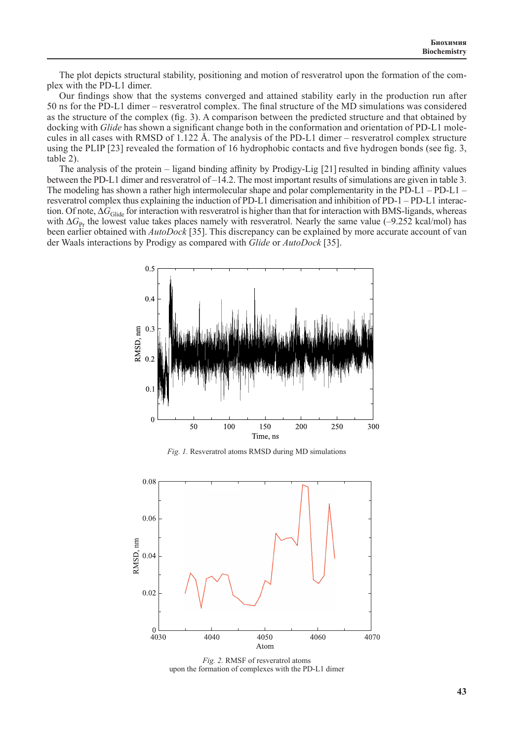The plot depicts structural stability, positioning and motion of resveratrol upon the formation of the complex with the PD-L1 dimer.

Our findings show that the systems converged and attained stability early in the production run after 50 ns for the PD-L1 dimer – resveratrol complex. The final structure of the MD simulations was considered as the structure of the complex (fig. 3). A comparison between the predicted structure and that obtained by docking with *Glide* has shown a significant change both in the conformation and orientation of PD-L1 molecules in all cases with RMSD of 1.122 Å. The analysis of the PD-L1 dimer – resveratrol complex structure using the PLIP [23] revealed the formation of 16 hydrophobic contacts and five hydrogen bonds (see fig. 3, table 2).

The analysis of the protein – ligand binding affinity by Prodigy-Lig [21] resulted in binding affinity values between the PD-L1 dimer and resveratrol of –14.2. The most important results of simulations are given in table 3. The modeling has shown a rather high intermolecular shape and polar complementarity in the PD-L1 – PD-L1 – resveratrol complex thus explaining the induction of PD-L1 dimerisation and inhibition of PD-1 – PD-L1 interaction. Of note, $\Delta G_{\text{Glide}}$ for interaction with resveratrol is higher than that for interaction with BMS-ligands, whereas with $\Delta G_{\text{Pr}}$ the lowest value takes places namely with resveratrol. Nearly the same value (–9.252 kcal/mol) has been earlier obtained with *AutoDock* [35]. This discrepancy can be explained by more accurate account of van der Waals interactions by Prodigy as compared with *Glide* or *AutoDock* [35].

*Fig. 1.* Resveratrol atoms RMSD during MD simulations

*Fig. 2.* RMSF of resveratrol atoms upon the formation of complexes with the PD-L1 dimer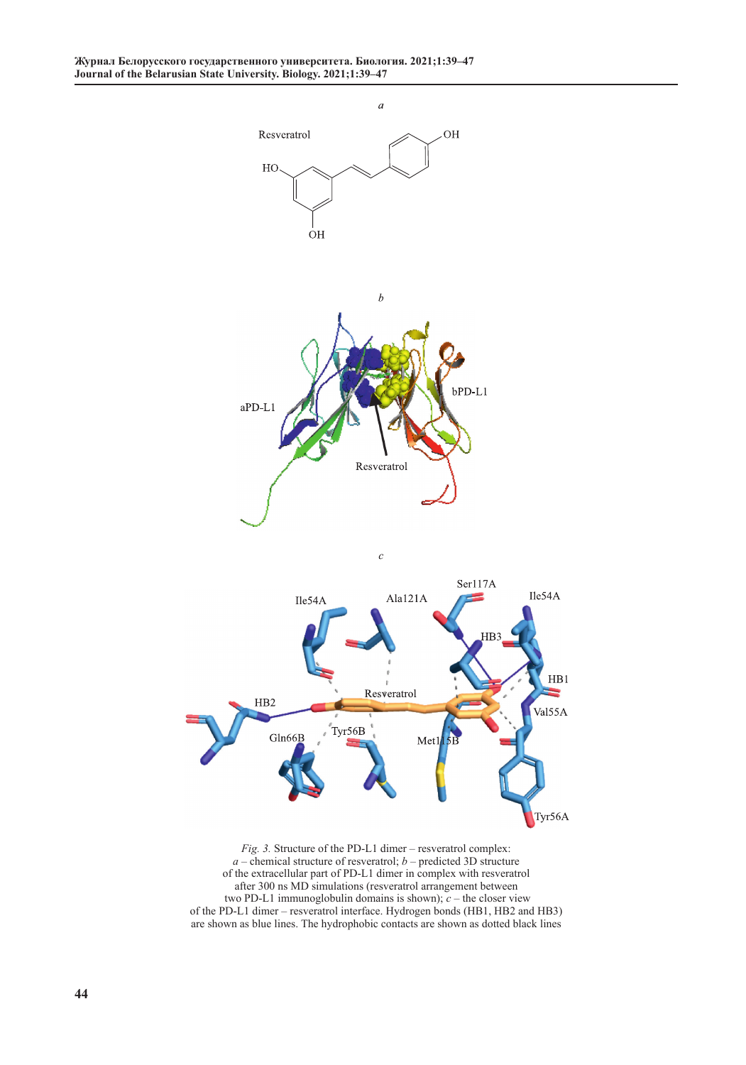*Fig. 3.* Structure of the PD-L1 dimer – resveratrol complex:
*a* – chemical structure of resveratrol; *b* – predicted 3D structure
of the extracellular part of PD-L1 dimer in complex with resveratrol
after 300 ns MD simulations (resveratrol arrangement between
two PD-L1 immunoglobulin domains is shown); *c* – the closer view
of the PD-L1 dimer – resveratrol interface. Hydrogen bonds (HB1, HB2 and HB3)
are shown as blue lines. The hydrophobic contacts are shown as dotted black lines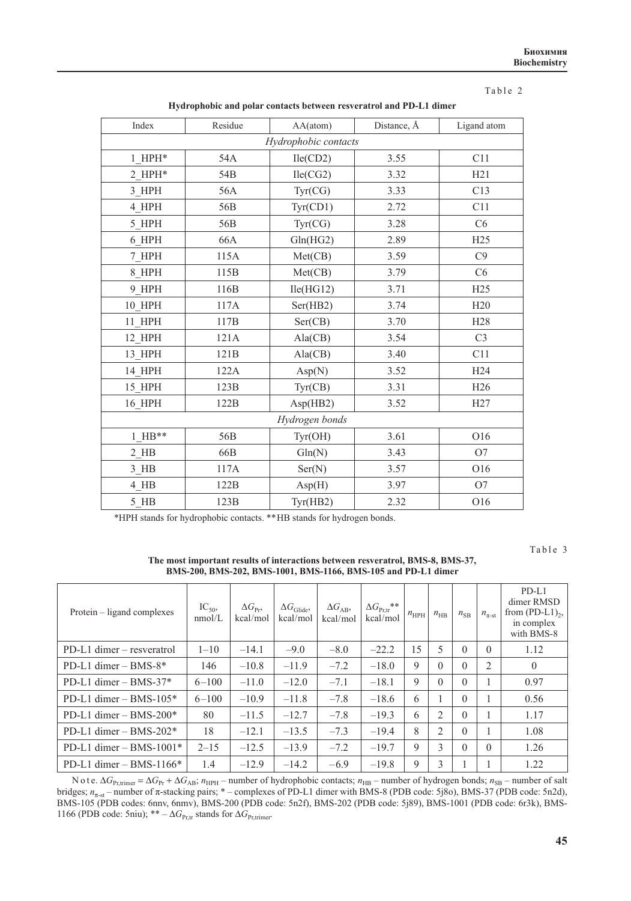Table 2

**Hydrophobic and polar contacts between resveratrol and PD-L1 dimer**

| Index | Residue | AA(atom) | Distance, Å | Ligand atom |
|---|---|---|---|---|
| *Hydrophobic contacts* | | | | |
| 1_HPH* | 54A | Ile(CD2) | 3.55 | C11 |
| 2_HPH* | 54B | Ile(CG2) | 3.32 | H21 |
| 3_HPH | 56A | Tyr(CG) | 3.33 | C13 |
| 4_HPH | 56B | Tyr(CD1) | 2.72 | C11 |
| 5_HPH | 56B | Tyr(CG) | 3.28 | C6 |
| 6_HPH | 66A | Gln(HG2) | 2.89 | H25 |
| 7_HPH | 115A | Met(CB) | 3.59 | C9 |
| 8_HPH | 115B | Met(CB) | 3.79 | C6 |
| 9_HPH | 116B | Ile(HG12) | 3.71 | H25 |
| 10_HPH | 117A | Ser(HB2) | 3.74 | H20 |
| 11_HPH | 117B | Ser(CB) | 3.70 | H28 |
| 12_HPH | 121A | Ala(CB) | 3.54 | C3 |
| 13_HPH | 121B | Ala(CB) | 3.40 | C11 |
| 14_HPH | 122A | Asp(N) | 3.52 | H24 |
| 15_HPH | 123B | Tyr(CB) | 3.31 | H26 |
| 16_HPH | 122B | Asp(HB2) | 3.52 | H27 |
| *Hydrogen bonds* | | | | |
| 1_HB** | 56B | Tyr(OH) | 3.61 | O16 |
| 2_HB | 66B | Gln(N) | 3.43 | O7 |
| 3_HB | 117A | Ser(N) | 3.57 | O16 |
| 4_HB | 122B | Asp(H) | 3.97 | O7 |
| 5_HB | 123B | Tyr(HB2) | 2.32 | O16 |

*HPH stands for hydrophobic contacts. **HB stands for hydrogen bonds.

Table 3

**The most important results of interactions between resveratrol, BMS-8, BMS-37, BMS-200, BMS-202, BMS-1001, BMS-1166, BMS-105 and PD-L1 dimer**

| Protein – ligand complexes | $IC_{50}$, nmol/L | $\Delta G_{Pr}$, kcal/mol | $\Delta G_{Glide}$, kcal/mol | $\Delta G_{AB}$, kcal/mol | $\Delta G_{Pr,tr}$**, kcal/mol | $n_{HPH}$ | $n_{HB}$ | $n_{SB}$ | $n_{\pi\text{-st}}$ | PD-L1 dimer RMSD from $(PD\text{-}L1)_2$, in complex with BMS-8 |
|---|---|---|---|---|---|---|---|---|---|---|
| PD-L1 dimer – resveratrol | 1–10 | –14.1 | –9.0 | –8.0 | –22.2 | 15 | 5 | 0 | 0 | 1.12 |
| PD-L1 dimer – BMS-8* | 146 | –10.8 | –11.9 | –7.2 | –18.0 | 9 | 0 | 0 | 2 | 0 |
| PD-L1 dimer – BMS-37* | 6–100 | –11.0 | –12.0 | –7.1 | –18.1 | 9 | 0 | 0 | 1 | 0.97 |
| PD-L1 dimer – BMS-105* | 6–100 | –10.9 | –11.8 | –7.8 | –18.6 | 6 | 1 | 0 | 1 | 0.56 |
| PD-L1 dimer – BMS-200* | 80 | –11.5 | –12.7 | –7.8 | –19.3 | 6 | 2 | 0 | 1 | 1.17 |
| PD-L1 dimer – BMS-202* | 18 | –12.1 | –13.5 | –7.3 | –19.4 | 8 | 2 | 0 | 1 | 1.08 |
| PD-L1 dimer – BMS-1001* | 2–15 | –12.5 | –13.9 | –7.2 | –19.7 | 9 | 3 | 0 | 0 | 1.26 |
| PD-L1 dimer – BMS-1166* | 1.4 | –12.9 | –14.2 | –6.9 | –19.8 | 9 | 3 | 1 | 1 | 1.22 |

Note. $\Delta G_{Pr,trimer} = \Delta G_{Pr} + \Delta G_{AB}$; $n_{HPH}$ – number of hydrophobic contacts; $n_{HB}$ – number of hydrogen bonds; $n_{SB}$ – number of salt bridges; $n_{\pi\text{-st}}$ – number of π-stacking pairs; * – complexes of PD-L1 dimer with BMS-8 (PDB code: 5j8o), BMS-37 (PDB code: 5n2d), BMS-105 (PDB codes: 6nnv, 6nmv), BMS-200 (PDB code: 5n2f), BMS-202 (PDB code: 5j89), BMS-1001 (PDB code: 6r3k), BMS-1166 (PDB code: 5niu); ** – $\Delta G_{Pr,tr}$ stands for $\Delta G_{Pr,trimer}$.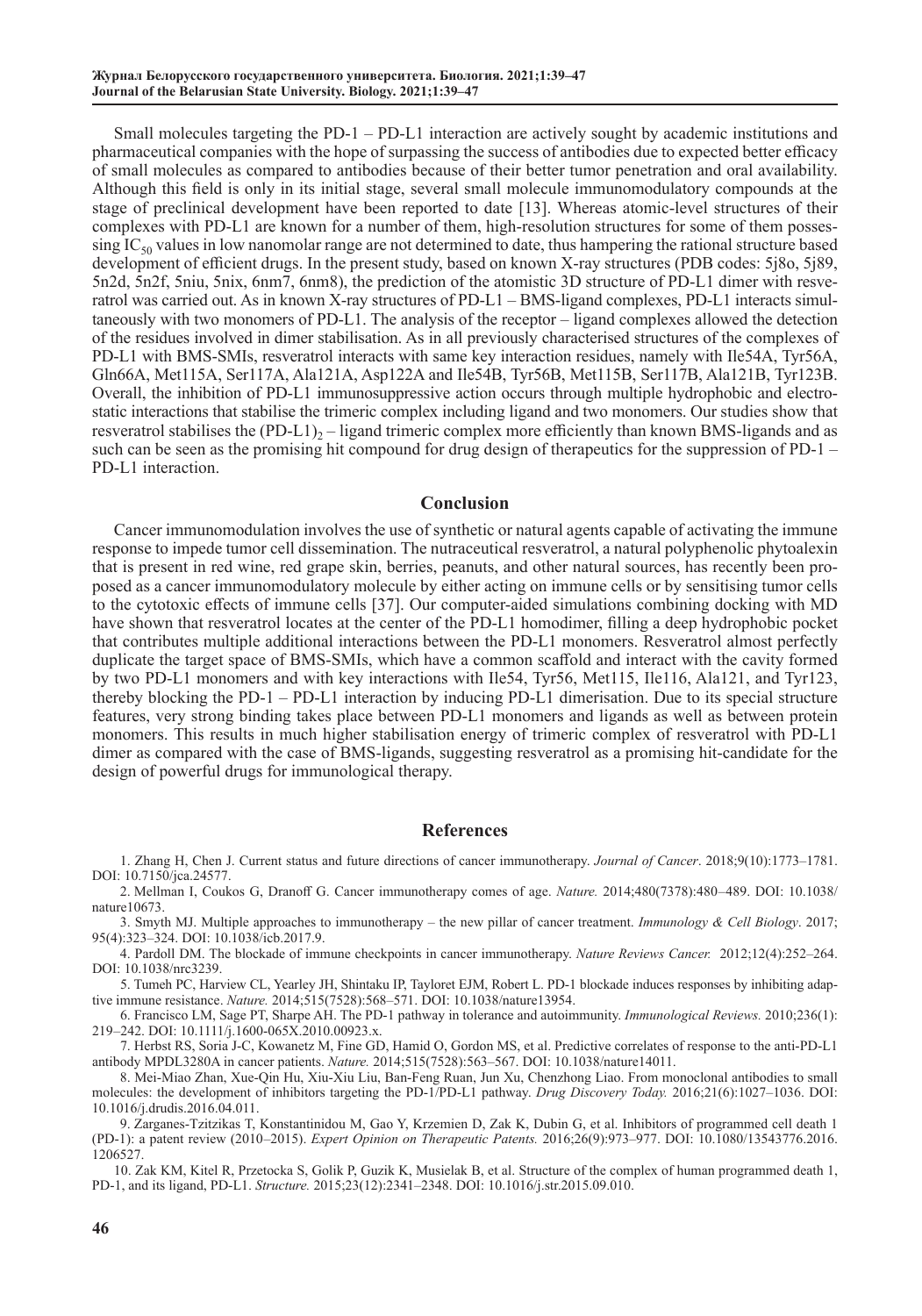Small molecules targeting the PD-1 – PD-L1 interaction are actively sought by academic institutions and pharmaceutical companies with the hope of surpassing the success of antibodies due to expected better efficacy of small molecules as compared to antibodies because of their better tumor penetration and oral availability. Although this field is only in its initial stage, several small molecule immunomodulatory compounds at the stage of preclinical development have been reported to date [13]. Whereas atomic-level structures of their complexes with PD-L1 are known for a number of them, high-resolution structures for some of them possessing $IC_{50}$ values in low nanomolar range are not determined to date, thus hampering the rational structure based development of efficient drugs. In the present study, based on known X-ray structures (PDB codes: 5j8o, 5j89, 5n2d, 5n2f, 5niu, 5nix, 6nm7, 6nm8), the prediction of the atomistic 3D structure of PD-L1 dimer with resveratrol was carried out. As in known X-ray structures of PD-L1 – BMS-ligand complexes, PD-L1 interacts simultaneously with two monomers of PD-L1. The analysis of the receptor – ligand complexes allowed the detection of the residues involved in dimer stabilisation. As in all previously characterised structures of the complexes of PD-L1 with BMS-SMIs, resveratrol interacts with same key interaction residues, namely with Ile54A, Tyr56A, Gln66A, Met115A, Ser117A, Ala121A, Asp122A and Ile54B, Tyr56B, Met115B, Ser117B, Ala121B, Tyr123B. Overall, the inhibition of PD-L1 immunosuppressive action occurs through multiple hydrophobic and electrostatic interactions that stabilise the trimeric complex including ligand and two monomers. Our studies show that resveratrol stabilises the $(PD\text{-}L1)_2$ – ligand trimeric complex more efficiently than known BMS-ligands and as such can be seen as the promising hit compound for drug design of therapeutics for the suppression of PD-1 – PD-L1 interaction.

## Conclusion

Cancer immunomodulation involves the use of synthetic or natural agents capable of activating the immune response to impede tumor cell dissemination. The nutraceutical resveratrol, a natural polyphenolic phytoalexin that is present in red wine, red grape skin, berries, peanuts, and other natural sources, has recently been proposed as a cancer immunomodulatory molecule by either acting on immune cells or by sensitising tumor cells to the cytotoxic effects of immune cells [37]. Our computer-aided simulations combining docking with MD have shown that resveratrol locates at the center of the PD-L1 homodimer, filling a deep hydrophobic pocket that contributes multiple additional interactions between the PD-L1 monomers. Resveratrol almost perfectly duplicate the target space of BMS-SMIs, which have a common scaffold and interact with the cavity formed by two PD-L1 monomers and with key interactions with Ile54, Tyr56, Met115, Ile116, Ala121, and Tyr123, thereby blocking the PD-1 – PD-L1 interaction by inducing PD-L1 dimerisation. Due to its special structure features, very strong binding takes place between PD-L1 monomers and ligands as well as between protein monomers. This results in much higher stabilisation energy of trimeric complex of resveratrol with PD-L1 dimer as compared with the case of BMS-ligands, suggesting resveratrol as a promising hit-candidate for the design of powerful drugs for immunological therapy.

## References

1. Zhang H, Chen J. Current status and future directions of cancer immunotherapy. *Journal of Cancer*. 2018;9(10):1773–1781. DOI: 10.7150/jca.24577.

2. Mellman I, Coukos G, Dranoff G. Cancer immunotherapy comes of age. *Nature.* 2014;480(7378):480–489. DOI: 10.1038/nature10673.

3. Smyth MJ. Multiple approaches to immunotherapy – the new pillar of cancer treatment. *Immunology & Cell Biology*. 2017;95(4):323–324. DOI: 10.1038/icb.2017.9.

4. Pardoll DM. The blockade of immune checkpoints in cancer immunotherapy. *Nature Reviews Cancer.* 2012;12(4):252–264. DOI: 10.1038/nrc3239.

5. Tumeh PC, Harview CL, Yearley JH, Shintaku IP, Tayloret EJM, Robert L. PD-1 blockade induces responses by inhibiting adaptive immune resistance. *Nature.* 2014;515(7528):568–571. DOI: 10.1038/nature13954.

6. Francisco LM, Sage PT, Sharpe AH. The PD-1 pathway in tolerance and autoimmunity. *Immunological Reviews.* 2010;236(1):219–242. DOI: 10.1111/j.1600-065X.2010.00923.x.

7. Herbst RS, Soria J-C, Kowanetz M, Fine GD, Hamid O, Gordon MS, et al. Predictive correlates of response to the anti-PD-L1 antibody MPDL3280A in cancer patients. *Nature.* 2014;515(7528):563–567. DOI: 10.1038/nature14011.

8. Mei-Miao Zhan, Xue-Qin Hu, Xiu-Xiu Liu, Ban-Feng Ruan, Jun Xu, Chenzhong Liao. From monoclonal antibodies to small molecules: the development of inhibitors targeting the PD-1/PD-L1 pathway. *Drug Discovery Today.* 2016;21(6):1027–1036. DOI: 10.1016/j.drudis.2016.04.011.

9. Zarganes-Tzitzikas T, Konstantinidou M, Gao Y, Krzemien D, Zak K, Dubin G, et al. Inhibitors of programmed cell death 1 (PD-1): a patent review (2010–2015). *Expert Opinion on Therapeutic Patents.* 2016;26(9):973–977. DOI: 10.1080/13543776.2016.1206527.

10. Zak KM, Kitel R, Przetocka S, Golik P, Guzik K, Musielak B, et al. Structure of the complex of human programmed death 1, PD-1, and its ligand, PD-L1. *Structure.* 2015;23(12):2341–2348. DOI: 10.1016/j.str.2015.09.010.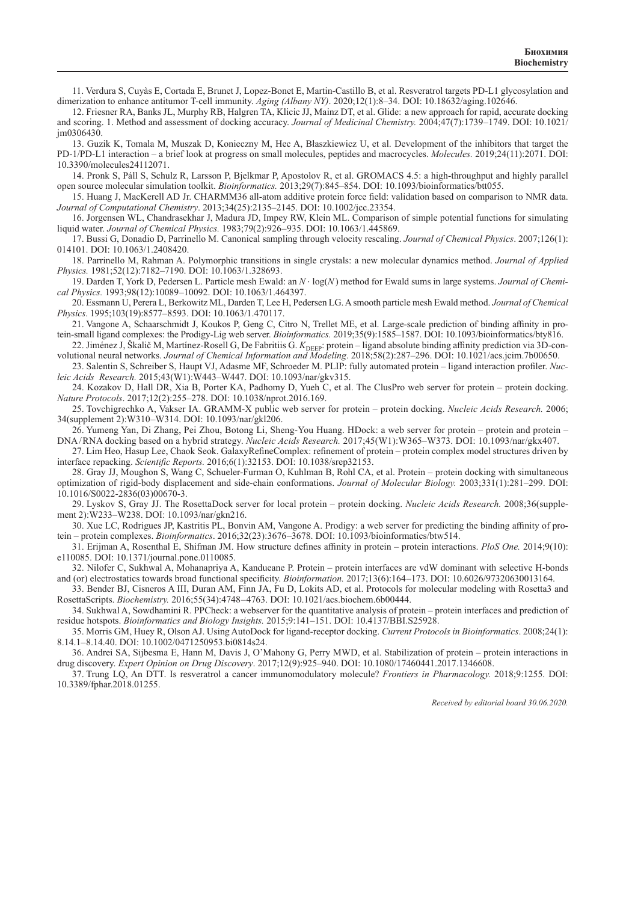11. Verdura S, Cuyàs E, Cortada E, Brunet J, Lopez-Bonet E, Martin-Castillo B, et al. Resveratrol targets PD-L1 glycosylation and dimerization to enhance antitumor T-cell immunity. *Aging (Albany NY)*. 2020;12(1):8–34. DOI: 10.18632/aging.102646.

12. Friesner RA, Banks JL, Murphy RB, Halgren TA, Klicic JJ, Mainz DT, et al. Glide: a new approach for rapid, accurate docking and scoring. 1. Method and assessment of docking accuracy. *Journal of Medicinal Chemistry.* 2004;47(7):1739–1749. DOI: 10.1021/jm0306430.

13. Guzik K, Tomala M, Muszak D, Konieczny M, Hec A, Błaszkiewicz U, et al. Development of the inhibitors that target the PD-1/PD-L1 interaction – a brief look at progress on small molecules, peptides and macrocycles. *Molecules.* 2019;24(11):2071. DOI: 10.3390/molecules24112071.

14. Pronk S, Páll S, Schulz R, Larsson P, Bjelkmar P, Apostolov R, et al. GROMACS 4.5: a high-throughput and highly parallel open source molecular simulation toolkit. *Bioinformatics.* 2013;29(7):845–854. DOI: 10.1093/bioinformatics/btt055.

15. Huang J, MacKerell AD Jr. CHARMM36 all-atom additive protein force field: validation based on comparison to NMR data. *Journal of Computational Chemistry*. 2013;34(25):2135–2145. DOI: 10.1002/jcc.23354.

16. Jorgensen WL, Chandrasekhar J, Madura JD, Impey RW, Klein ML. Comparison of simple potential functions for simulating liquid water. *Journal of Chemical Physics.* 1983;79(2):926–935. DOI: 10.1063/1.445869.

17. Bussi G, Donadio D, Parrinello M. Canonical sampling through velocity rescaling. *Journal of Chemical Physics*. 2007;126(1): 014101. DOI: 10.1063/1.2408420.

18. Parrinello M, Rahman A. Polymorphic transitions in single crystals: a new molecular dynamics method. *Journal of Applied Physics.* 1981;52(12):7182–7190. DOI: 10.1063/1.328693.

19. Darden T, York D, Pedersen L. Particle mesh Ewald: an $N \cdot \log(N)$ method for Ewald sums in large systems. *Journal of Chemical Physics.* 1993;98(12):10089–10092. DOI: 10.1063/1.464397.

20. Essmann U, Perera L, Berkowitz ML, Darden T, Lee H, Pedersen LG. A smooth particle mesh Ewald method. *Journal of Chemical Physics*. 1995;103(19):8577–8593. DOI: 10.1063/1.470117.

21. Vangone A, Schaarschmidt J, Koukos P, Geng C, Citro N, Trellet ME, et al. Large-scale prediction of binding affinity in protein-small ligand complexes: the Prodigy-Lig web server. *Bioinformatics.* 2019;35(9):1585–1587. DOI: 10.1093/bioinformatics/bty816.

22. Jiménez J, Škalič M, Martínez-Rosell G, De Fabritiis G. $K_{DEEP}$: protein – ligand absolute binding affinity prediction via 3D-convolutional neural networks. *Journal of Chemical Information and Modeling*. 2018;58(2):287–296. DOI: 10.1021/acs.jcim.7b00650.

23. Salentin S, Schreiber S, Haupt VJ, Adasme MF, Schroeder M. PLIP: fully automated protein – ligand interaction profiler. *Nucleic Acids Research.* 2015;43(W1):W443–W447. DOI: 10.1093/nar/gkv315.

24. Kozakov D, Hall DR, Xia B, Porter KA, Padhomy D, Yueh C, et al. The ClusPro web server for protein – protein docking. *Nature Protocols*. 2017;12(2):255–278. DOI: 10.1038/nprot.2016.169.

25. Tovchigrechko A, Vakser IA. GRAMM-X public web server for protein – protein docking. *Nucleic Acids Research.* 2006; 34(supplement 2):W310–W314. DOI: 10.1093/nar/gkl206.

26. Yumeng Yan, Di Zhang, Pei Zhou, Botong Li, Sheng-You Huang. HDock: a web server for protein – protein and protein – DNA / RNA docking based on a hybrid strategy. *Nucleic Acids Research.* 2017;45(W1):W365–W373. DOI: 10.1093/nar/gkx407.

27. Lim Heo, Hasup Lee, Chaok Seok. GalaxyRefineComplex: refinement of protein – protein complex model structures driven by interface repacking. *Scientific Reports.* 2016;6(1):32153. DOI: 10.1038/srep32153.

28. Gray JJ, Moughon S, Wang C, Schueler-Furman O, Kuhlman B, Rohl CA, et al. Protein – protein docking with simultaneous optimization of rigid-body displacement and side-chain conformations. *Journal of Molecular Biology.* 2003;331(1):281–299. DOI: 10.1016/S0022-2836(03)00670-3.

29. Lyskov S, Gray JJ. The RosettaDock server for local protein – protein docking. *Nucleic Acids Research.* 2008;36(supplement 2):W233–W238. DOI: 10.1093/nar/gkn216.

30. Xue LC, Rodrigues JP, Kastritis PL, Bonvin AM, Vangone A. Prodigy: a web server for predicting the binding affinity of protein – protein complexes. *Bioinformatics*. 2016;32(23):3676–3678. DOI: 10.1093/bioinformatics/btw514.

31. Erijman A, Rosenthal E, Shifman JM. How structure defines affinity in protein – protein interactions. *PloS One.* 2014;9(10): e110085. DOI: 10.1371/journal.pone.0110085.

32. Nilofer C, Sukhwal A, Mohanapriya A, Kandueane P. Protein – protein interfaces are vdW dominant with selective H-bonds and (or) electrostatics towards broad functional specificity. *Bioinformation.* 2017;13(6):164–173. DOI: 10.6026/97320630013164.

33. Bender BJ, Cisneros A III, Duran AM, Finn JA, Fu D, Lokits AD, et al. Protocols for molecular modeling with Rosetta3 and RosettaScripts. *Biochemistry.* 2016;55(34):4748–4763. DOI: 10.1021/acs.biochem.6b00444.

34. Sukhwal A, Sowdhamini R. PPCheck: a webserver for the quantitative analysis of protein – protein interfaces and prediction of residue hotspots. *Bioinformatics and Biology Insights.* 2015;9:141–151. DOI: 10.4137/BBI.S25928.

35. Morris GM, Huey R, Olson AJ. Using AutoDock for ligand-receptor docking. *Current Protocols in Bioinformatics*. 2008;24(1): 8.14.1–8.14.40. DOI: 10.1002/0471250953.bi0814s24.

36. Andrei SA, Sijbesma E, Hann M, Davis J, O'Mahony G, Perry MWD, et al. Stabilization of protein – protein interactions in drug discovery. *Expert Opinion on Drug Discovery*. 2017;12(9):925–940. DOI: 10.1080/17460441.2017.1346608.

37. Trung LQ, An DTT. Is resveratrol a cancer immunomodulatory molecule? *Frontiers in Pharmacology.* 2018;9:1255. DOI: 10.3389/fphar.2018.01255.

*Received by editorial board 30.06.2020.*